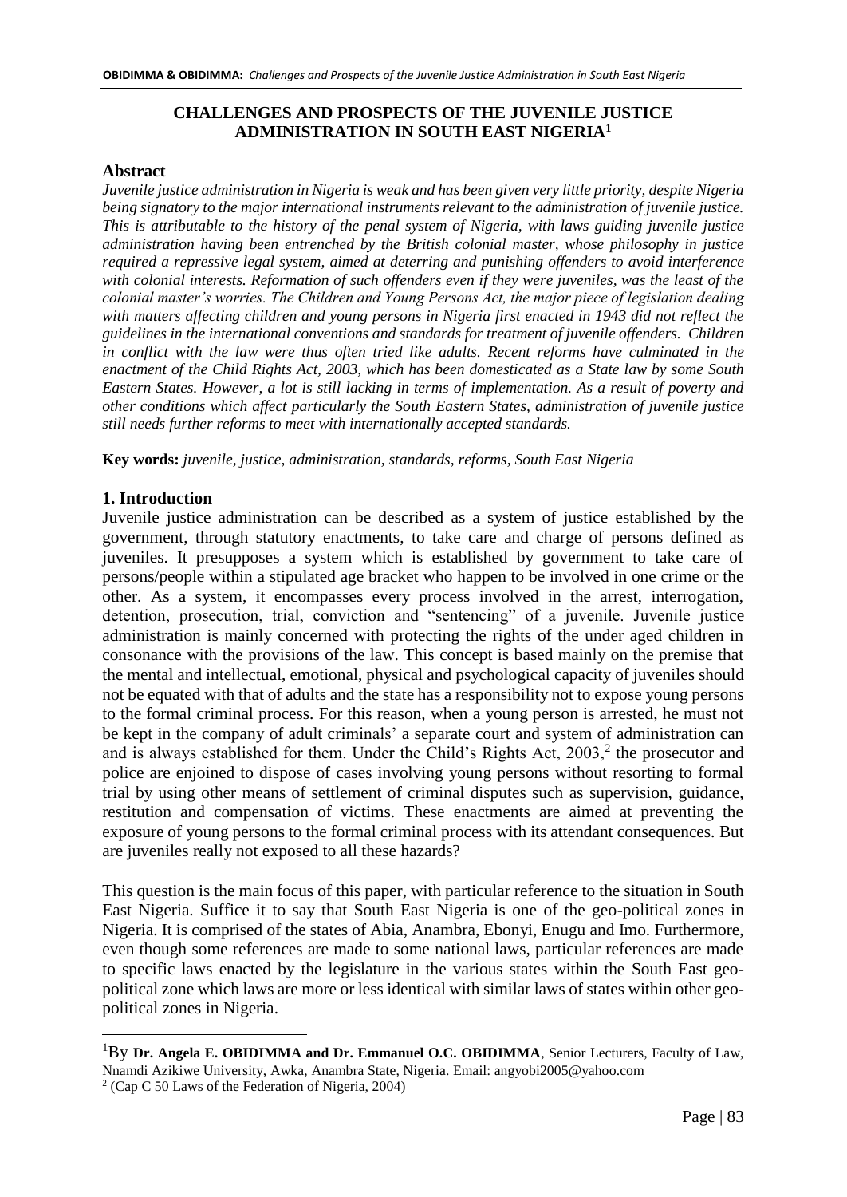# CHALLENGES AND PROSPECTS OF THE JUVENILE JUSTICE ADMINISTRATION IN SOUTH EAST NIGERIA[1]

## Abstract

*Juvenile justice administration in Nigeria is weak and has been given very little priority, despite Nigeria being signatory to the major international instruments relevant to the administration of juvenile justice. This is attributable to the history of the penal system of Nigeria, with laws guiding juvenile justice administration having been entrenched by the British colonial master, whose philosophy in justice required a repressive legal system, aimed at deterring and punishing offenders to avoid interference with colonial interests. Reformation of such offenders even if they were juveniles, was the least of the colonial master's worries. The Children and Young Persons Act, the major piece of legislation dealing with matters affecting children and young persons in Nigeria first enacted in 1943 did not reflect the guidelines in the international conventions and standards for treatment of juvenile offenders. Children in conflict with the law were thus often tried like adults. Recent reforms have culminated in the enactment of the Child Rights Act, 2003, which has been domesticated as a State law by some South Eastern States. However, a lot is still lacking in terms of implementation. As a result of poverty and other conditions which affect particularly the South Eastern States, administration of juvenile justice still needs further reforms to meet with internationally accepted standards.*

**Key words:** *juvenile, justice, administration, standards, reforms, South East Nigeria*

## 1. Introduction

Juvenile justice administration can be described as a system of justice established by the government, through statutory enactments, to take care and charge of persons defined as juveniles. It presupposes a system which is established by government to take care of persons/people within a stipulated age bracket who happen to be involved in one crime or the other. As a system, it encompasses every process involved in the arrest, interrogation, detention, prosecution, trial, conviction and "sentencing" of a juvenile. Juvenile justice administration is mainly concerned with protecting the rights of the under aged children in consonance with the provisions of the law. This concept is based mainly on the premise that the mental and intellectual, emotional, physical and psychological capacity of juveniles should not be equated with that of adults and the state has a responsibility not to expose young persons to the formal criminal process. For this reason, when a young person is arrested, he must not be kept in the company of adult criminals' a separate court and system of administration can and is always established for them. Under the Child's Rights Act, 2003,[2] the prosecutor and police are enjoined to dispose of cases involving young persons without resorting to formal trial by using other means of settlement of criminal disputes such as supervision, guidance, restitution and compensation of victims. These enactments are aimed at preventing the exposure of young persons to the formal criminal process with its attendant consequences. But are juveniles really not exposed to all these hazards?

This question is the main focus of this paper, with particular reference to the situation in South East Nigeria. Suffice it to say that South East Nigeria is one of the geo-political zones in Nigeria. It is comprised of the states of Abia, Anambra, Ebonyi, Enugu and Imo. Furthermore, even though some references are made to some national laws, particular references are made to specific laws enacted by the legislature in the various states within the South East geo-political zone which laws are more or less identical with similar laws of states within other geo-political zones in Nigeria.

---

[1] By **Dr. Angela E. OBIDIMMA and Dr. Emmanuel O.C. OBIDIMMA**, Senior Lecturers, Faculty of Law, Nnamdi Azikiwe University, Awka, Anambra State, Nigeria. Email: angyobi2005@yahoo.com

[2] (Cap C 50 Laws of the Federation of Nigeria, 2004)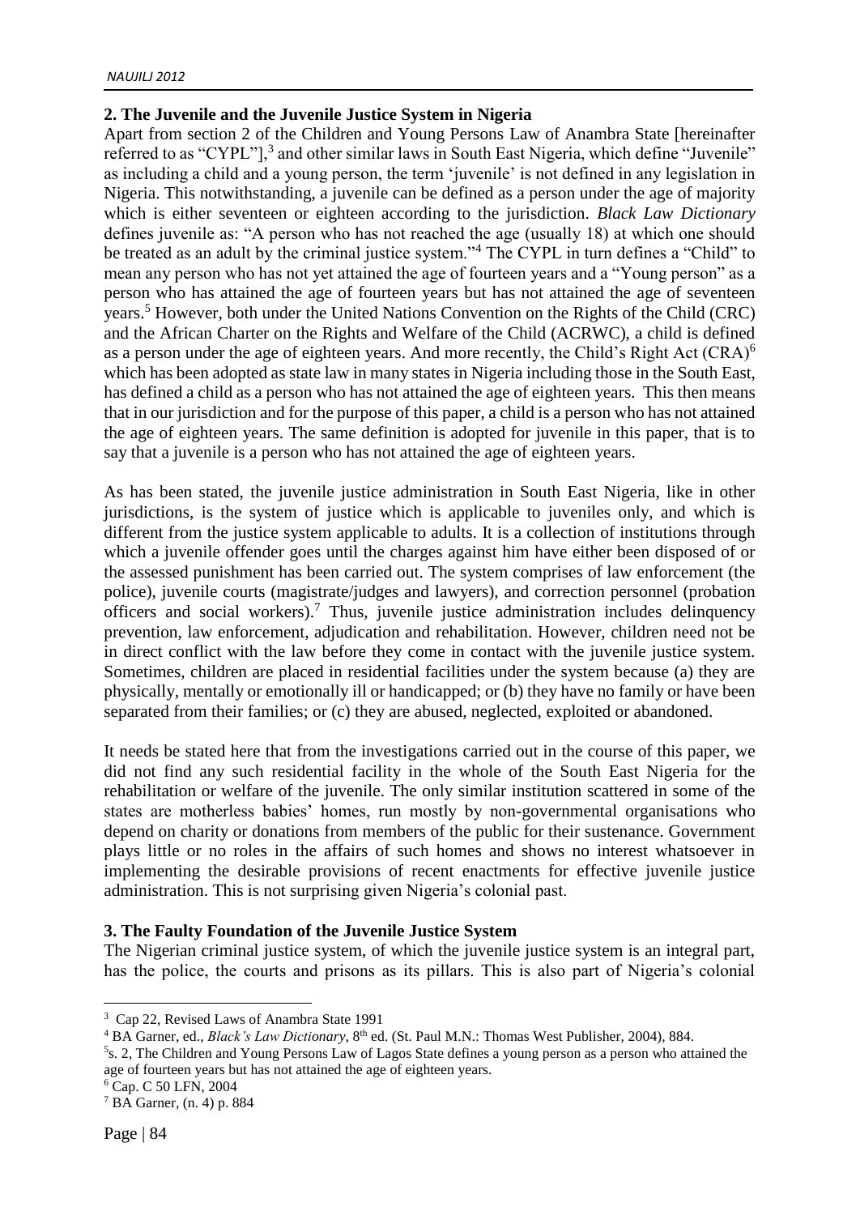## 2. The Juvenile and the Juvenile Justice System in Nigeria

Apart from section 2 of the Children and Young Persons Law of Anambra State [hereinafter referred to as "CYPL"],[3] and other similar laws in South East Nigeria, which define "Juvenile" as including a child and a young person, the term 'juvenile' is not defined in any legislation in Nigeria. This notwithstanding, a juvenile can be defined as a person under the age of majority which is either seventeen or eighteen according to the jurisdiction. *Black Law Dictionary* defines juvenile as: "A person who has not reached the age (usually 18) at which one should be treated as an adult by the criminal justice system."[4] The CYPL in turn defines a "Child" to mean any person who has not yet attained the age of fourteen years and a "Young person" as a person who has attained the age of fourteen years but has not attained the age of seventeen years.[5] However, both under the United Nations Convention on the Rights of the Child (CRC) and the African Charter on the Rights and Welfare of the Child (ACRWC), a child is defined as a person under the age of eighteen years. And more recently, the Child's Right Act (CRA)[6] which has been adopted as state law in many states in Nigeria including those in the South East, has defined a child as a person who has not attained the age of eighteen years. This then means that in our jurisdiction and for the purpose of this paper, a child is a person who has not attained the age of eighteen years. The same definition is adopted for juvenile in this paper, that is to say that a juvenile is a person who has not attained the age of eighteen years.

As has been stated, the juvenile justice administration in South East Nigeria, like in other jurisdictions, is the system of justice which is applicable to juveniles only, and which is different from the justice system applicable to adults. It is a collection of institutions through which a juvenile offender goes until the charges against him have either been disposed of or the assessed punishment has been carried out. The system comprises of law enforcement (the police), juvenile courts (magistrate/judges and lawyers), and correction personnel (probation officers and social workers).[7] Thus, juvenile justice administration includes delinquency prevention, law enforcement, adjudication and rehabilitation. However, children need not be in direct conflict with the law before they come in contact with the juvenile justice system. Sometimes, children are placed in residential facilities under the system because (a) they are physically, mentally or emotionally ill or handicapped; or (b) they have no family or have been separated from their families; or (c) they are abused, neglected, exploited or abandoned.

It needs be stated here that from the investigations carried out in the course of this paper, we did not find any such residential facility in the whole of the South East Nigeria for the rehabilitation or welfare of the juvenile. The only similar institution scattered in some of the states are motherless babies' homes, run mostly by non-governmental organisations who depend on charity or donations from members of the public for their sustenance. Government plays little or no roles in the affairs of such homes and shows no interest whatsoever in implementing the desirable provisions of recent enactments for effective juvenile justice administration. This is not surprising given Nigeria's colonial past.

## 3. The Faulty Foundation of the Juvenile Justice System

The Nigerian criminal justice system, of which the juvenile justice system is an integral part, has the police, the courts and prisons as its pillars. This is also part of Nigeria's colonial

---

[3] Cap 22, Revised Laws of Anambra State 1991

[4] BA Garner, ed., *Black's Law Dictionary*, 8th ed. (St. Paul M.N.: Thomas West Publisher, 2004), 884.

[5] s. 2, The Children and Young Persons Law of Lagos State defines a young person as a person who attained the age of fourteen years but has not attained the age of eighteen years.

[6] Cap. C 50 LFN, 2004

[7] BA Garner, (n. 4) p. 884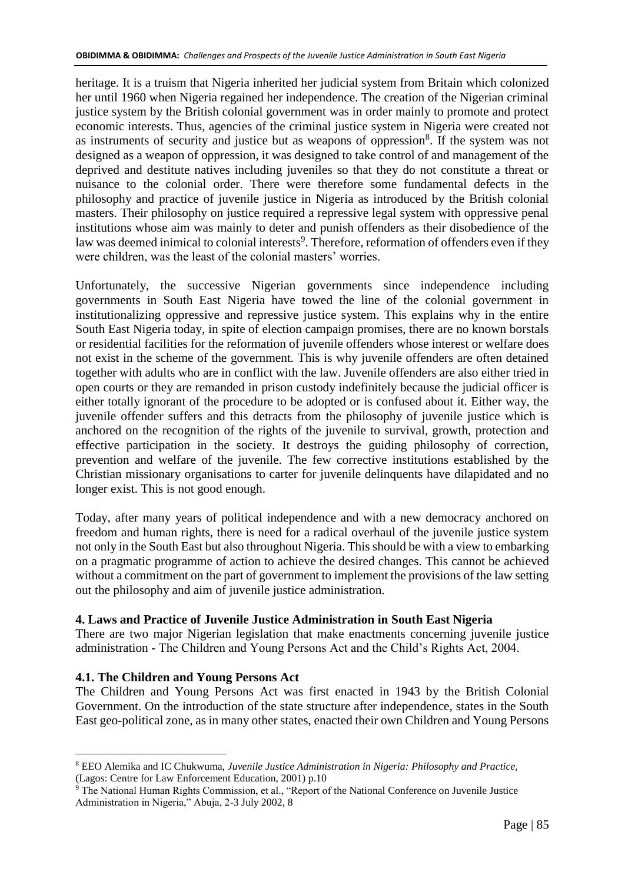heritage. It is a truism that Nigeria inherited her judicial system from Britain which colonized her until 1960 when Nigeria regained her independence. The creation of the Nigerian criminal justice system by the British colonial government was in order mainly to promote and protect economic interests. Thus, agencies of the criminal justice system in Nigeria were created not as instruments of security and justice but as weapons of oppression[8]. If the system was not designed as a weapon of oppression, it was designed to take control of and management of the deprived and destitute natives including juveniles so that they do not constitute a threat or nuisance to the colonial order. There were therefore some fundamental defects in the philosophy and practice of juvenile justice in Nigeria as introduced by the British colonial masters. Their philosophy on justice required a repressive legal system with oppressive penal institutions whose aim was mainly to deter and punish offenders as their disobedience of the law was deemed inimical to colonial interests[9]. Therefore, reformation of offenders even if they were children, was the least of the colonial masters' worries.

Unfortunately, the successive Nigerian governments since independence including governments in South East Nigeria have towed the line of the colonial government in institutionalizing oppressive and repressive justice system. This explains why in the entire South East Nigeria today, in spite of election campaign promises, there are no known borstals or residential facilities for the reformation of juvenile offenders whose interest or welfare does not exist in the scheme of the government. This is why juvenile offenders are often detained together with adults who are in conflict with the law. Juvenile offenders are also either tried in open courts or they are remanded in prison custody indefinitely because the judicial officer is either totally ignorant of the procedure to be adopted or is confused about it. Either way, the juvenile offender suffers and this detracts from the philosophy of juvenile justice which is anchored on the recognition of the rights of the juvenile to survival, growth, protection and effective participation in the society. It destroys the guiding philosophy of correction, prevention and welfare of the juvenile. The few corrective institutions established by the Christian missionary organisations to carter for juvenile delinquents have dilapidated and no longer exist. This is not good enough.

Today, after many years of political independence and with a new democracy anchored on freedom and human rights, there is need for a radical overhaul of the juvenile justice system not only in the South East but also throughout Nigeria. This should be with a view to embarking on a pragmatic programme of action to achieve the desired changes. This cannot be achieved without a commitment on the part of government to implement the provisions of the law setting out the philosophy and aim of juvenile justice administration.

## 4. Laws and Practice of Juvenile Justice Administration in South East Nigeria

There are two major Nigerian legislation that make enactments concerning juvenile justice administration - The Children and Young Persons Act and the Child's Rights Act, 2004.

### 4.1. The Children and Young Persons Act

The Children and Young Persons Act was first enacted in 1943 by the British Colonial Government. On the introduction of the state structure after independence, states in the South East geo-political zone, as in many other states, enacted their own Children and Young Persons

---

[8] EEO Alemika and IC Chukwuma, *Juvenile Justice Administration in Nigeria: Philosophy and Practice,* (Lagos: Centre for Law Enforcement Education, 2001) p.10

[9] The National Human Rights Commission, et al., "Report of the National Conference on Juvenile Justice Administration in Nigeria," Abuja, 2-3 July 2002, 8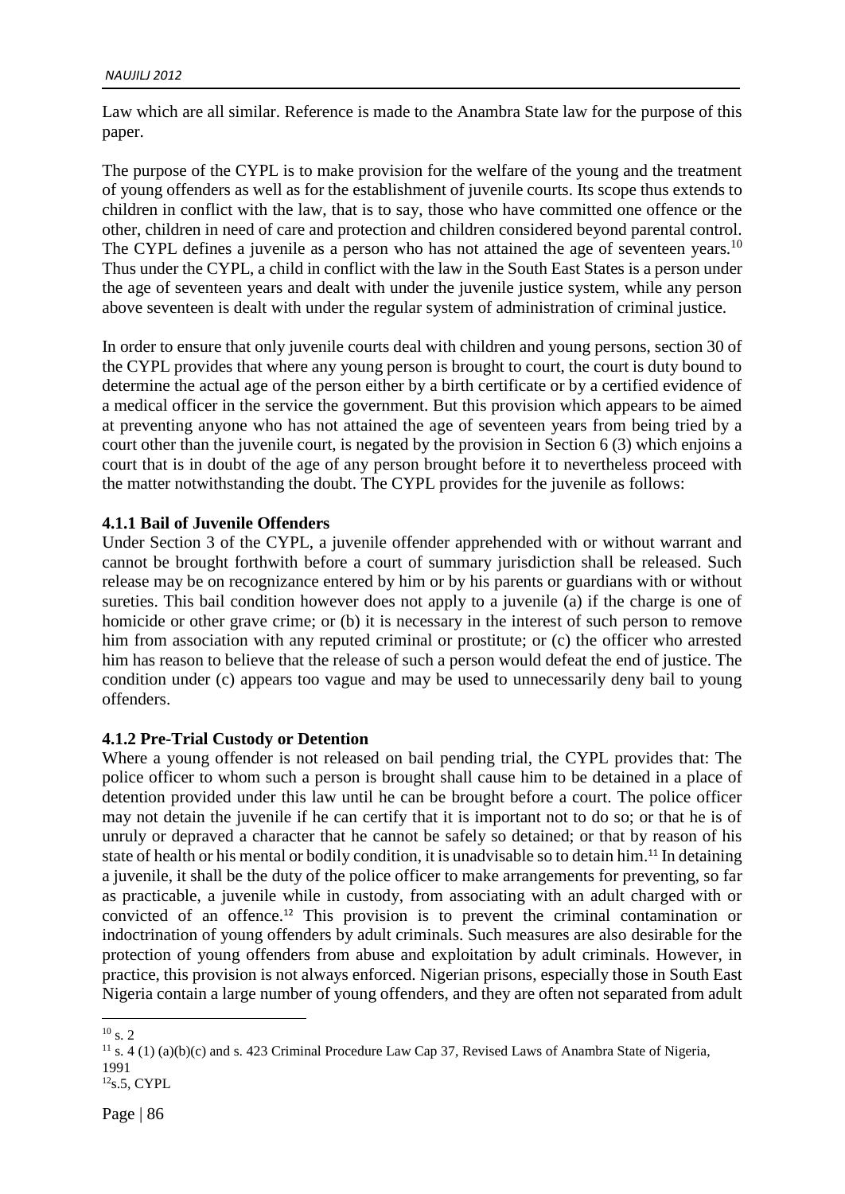Law which are all similar. Reference is made to the Anambra State law for the purpose of this paper.

The purpose of the CYPL is to make provision for the welfare of the young and the treatment of young offenders as well as for the establishment of juvenile courts. Its scope thus extends to children in conflict with the law, that is to say, those who have committed one offence or the other, children in need of care and protection and children considered beyond parental control. The CYPL defines a juvenile as a person who has not attained the age of seventeen years.[10] Thus under the CYPL, a child in conflict with the law in the South East States is a person under the age of seventeen years and dealt with under the juvenile justice system, while any person above seventeen is dealt with under the regular system of administration of criminal justice.

In order to ensure that only juvenile courts deal with children and young persons, section 30 of the CYPL provides that where any young person is brought to court, the court is duty bound to determine the actual age of the person either by a birth certificate or by a certified evidence of a medical officer in the service the government. But this provision which appears to be aimed at preventing anyone who has not attained the age of seventeen years from being tried by a court other than the juvenile court, is negated by the provision in Section 6 (3) which enjoins a court that is in doubt of the age of any person brought before it to nevertheless proceed with the matter notwithstanding the doubt. The CYPL provides for the juvenile as follows:

### 4.1.1 Bail of Juvenile Offenders

Under Section 3 of the CYPL, a juvenile offender apprehended with or without warrant and cannot be brought forthwith before a court of summary jurisdiction shall be released. Such release may be on recognizance entered by him or by his parents or guardians with or without sureties. This bail condition however does not apply to a juvenile (a) if the charge is one of homicide or other grave crime; or (b) it is necessary in the interest of such person to remove him from association with any reputed criminal or prostitute; or (c) the officer who arrested him has reason to believe that the release of such a person would defeat the end of justice. The condition under (c) appears too vague and may be used to unnecessarily deny bail to young offenders.

### 4.1.2 Pre-Trial Custody or Detention

Where a young offender is not released on bail pending trial, the CYPL provides that: The police officer to whom such a person is brought shall cause him to be detained in a place of detention provided under this law until he can be brought before a court. The police officer may not detain the juvenile if he can certify that it is important not to do so; or that he is of unruly or depraved a character that he cannot be safely so detained; or that by reason of his state of health or his mental or bodily condition, it is unadvisable so to detain him.[11] In detaining a juvenile, it shall be the duty of the police officer to make arrangements for preventing, so far as practicable, a juvenile while in custody, from associating with an adult charged with or convicted of an offence.[12] This provision is to prevent the criminal contamination or indoctrination of young offenders by adult criminals. Such measures are also desirable for the protection of young offenders from abuse and exploitation by adult criminals. However, in practice, this provision is not always enforced. Nigerian prisons, especially those in South East Nigeria contain a large number of young offenders, and they are often not separated from adult

---

[10] s. 2

[11] s. 4 (1) (a)(b)(c) and s. 423 Criminal Procedure Law Cap 37, Revised Laws of Anambra State of Nigeria, 1991

[12] s.5, CYPL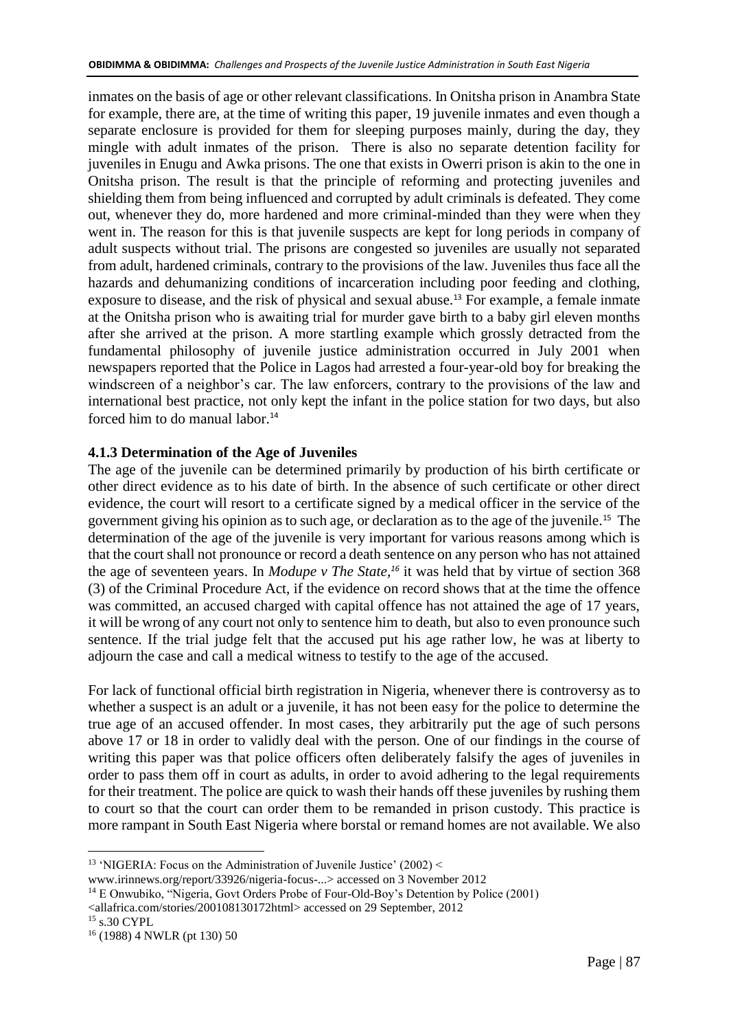inmates on the basis of age or other relevant classifications. In Onitsha prison in Anambra State for example, there are, at the time of writing this paper, 19 juvenile inmates and even though a separate enclosure is provided for them for sleeping purposes mainly, during the day, they mingle with adult inmates of the prison. There is also no separate detention facility for juveniles in Enugu and Awka prisons. The one that exists in Owerri prison is akin to the one in Onitsha prison. The result is that the principle of reforming and protecting juveniles and shielding them from being influenced and corrupted by adult criminals is defeated. They come out, whenever they do, more hardened and more criminal-minded than they were when they went in. The reason for this is that juvenile suspects are kept for long periods in company of adult suspects without trial. The prisons are congested so juveniles are usually not separated from adult, hardened criminals, contrary to the provisions of the law. Juveniles thus face all the hazards and dehumanizing conditions of incarceration including poor feeding and clothing, exposure to disease, and the risk of physical and sexual abuse.[13] For example, a female inmate at the Onitsha prison who is awaiting trial for murder gave birth to a baby girl eleven months after she arrived at the prison. A more startling example which grossly detracted from the fundamental philosophy of juvenile justice administration occurred in July 2001 when newspapers reported that the Police in Lagos had arrested a four-year-old boy for breaking the windscreen of a neighbor's car. The law enforcers, contrary to the provisions of the law and international best practice, not only kept the infant in the police station for two days, but also forced him to do manual labor.[14]

### 4.1.3 Determination of the Age of Juveniles

The age of the juvenile can be determined primarily by production of his birth certificate or other direct evidence as to his date of birth. In the absence of such certificate or other direct evidence, the court will resort to a certificate signed by a medical officer in the service of the government giving his opinion as to such age, or declaration as to the age of the juvenile.[15] The determination of the age of the juvenile is very important for various reasons among which is that the court shall not pronounce or record a death sentence on any person who has not attained the age of seventeen years. In *Modupe v The State,*[16] it was held that by virtue of section 368 (3) of the Criminal Procedure Act, if the evidence on record shows that at the time the offence was committed, an accused charged with capital offence has not attained the age of 17 years, it will be wrong of any court not only to sentence him to death, but also to even pronounce such sentence. If the trial judge felt that the accused put his age rather low, he was at liberty to adjourn the case and call a medical witness to testify to the age of the accused.

For lack of functional official birth registration in Nigeria, whenever there is controversy as to whether a suspect is an adult or a juvenile, it has not been easy for the police to determine the true age of an accused offender. In most cases, they arbitrarily put the age of such persons above 17 or 18 in order to validly deal with the person. One of our findings in the course of writing this paper was that police officers often deliberately falsify the ages of juveniles in order to pass them off in court as adults, in order to avoid adhering to the legal requirements for their treatment. The police are quick to wash their hands off these juveniles by rushing them to court so that the court can order them to be remanded in prison custody. This practice is more rampant in South East Nigeria where borstal or remand homes are not available. We also

---

[13] 'NIGERIA: Focus on the Administration of Juvenile Justice' (2002) < www.irinnews.org/report/33926/nigeria-focus-...> accessed on 3 November 2012

[14] E Onwubiko, "Nigeria, Govt Orders Probe of Four-Old-Boy's Detention by Police (2001) <allafrica.com/stories/200108130172html> accessed on 29 September, 2012

[15] s.30 CYPL

[16] (1988) 4 NWLR (pt 130) 50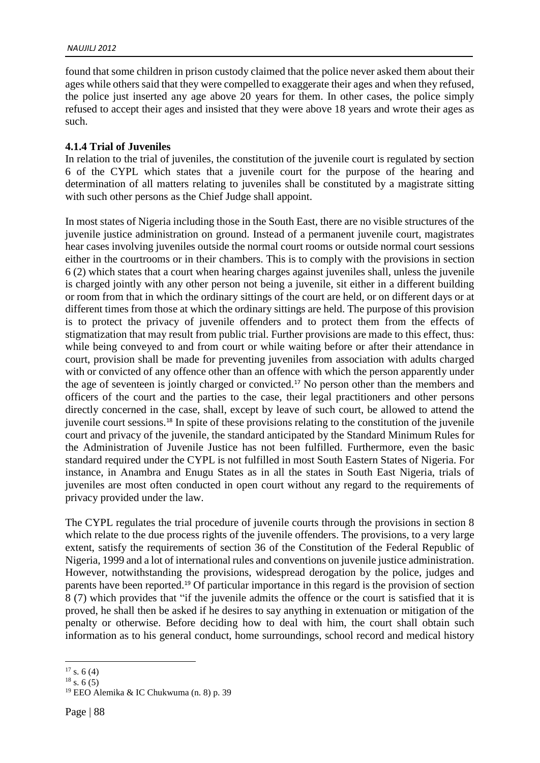found that some children in prison custody claimed that the police never asked them about their ages while others said that they were compelled to exaggerate their ages and when they refused, the police just inserted any age above 20 years for them. In other cases, the police simply refused to accept their ages and insisted that they were above 18 years and wrote their ages as such.

#### 4.1.4 Trial of Juveniles

In relation to the trial of juveniles, the constitution of the juvenile court is regulated by section 6 of the CYPL which states that a juvenile court for the purpose of the hearing and determination of all matters relating to juveniles shall be constituted by a magistrate sitting with such other persons as the Chief Judge shall appoint.

In most states of Nigeria including those in the South East, there are no visible structures of the juvenile justice administration on ground. Instead of a permanent juvenile court, magistrates hear cases involving juveniles outside the normal court rooms or outside normal court sessions either in the courtrooms or in their chambers. This is to comply with the provisions in section 6 (2) which states that a court when hearing charges against juveniles shall, unless the juvenile is charged jointly with any other person not being a juvenile, sit either in a different building or room from that in which the ordinary sittings of the court are held, or on different days or at different times from those at which the ordinary sittings are held. The purpose of this provision is to protect the privacy of juvenile offenders and to protect them from the effects of stigmatization that may result from public trial. Further provisions are made to this effect, thus: while being conveyed to and from court or while waiting before or after their attendance in court, provision shall be made for preventing juveniles from association with adults charged with or convicted of any offence other than an offence with which the person apparently under the age of seventeen is jointly charged or convicted.[17] No person other than the members and officers of the court and the parties to the case, their legal practitioners and other persons directly concerned in the case, shall, except by leave of such court, be allowed to attend the juvenile court sessions.[18] In spite of these provisions relating to the constitution of the juvenile court and privacy of the juvenile, the standard anticipated by the Standard Minimum Rules for the Administration of Juvenile Justice has not been fulfilled. Furthermore, even the basic standard required under the CYPL is not fulfilled in most South Eastern States of Nigeria. For instance, in Anambra and Enugu States as in all the states in South East Nigeria, trials of juveniles are most often conducted in open court without any regard to the requirements of privacy provided under the law.

The CYPL regulates the trial procedure of juvenile courts through the provisions in section 8 which relate to the due process rights of the juvenile offenders. The provisions, to a very large extent, satisfy the requirements of section 36 of the Constitution of the Federal Republic of Nigeria, 1999 and a lot of international rules and conventions on juvenile justice administration. However, notwithstanding the provisions, widespread derogation by the police, judges and parents have been reported.[19] Of particular importance in this regard is the provision of section 8 (7) which provides that "if the juvenile admits the offence or the court is satisfied that it is proved, he shall then be asked if he desires to say anything in extenuation or mitigation of the penalty or otherwise. Before deciding how to deal with him, the court shall obtain such information as to his general conduct, home surroundings, school record and medical history

[17] s. 6 (4)

[18] s. 6 (5)

[19] EEO Alemika & IC Chukwuma (n. 8) p. 39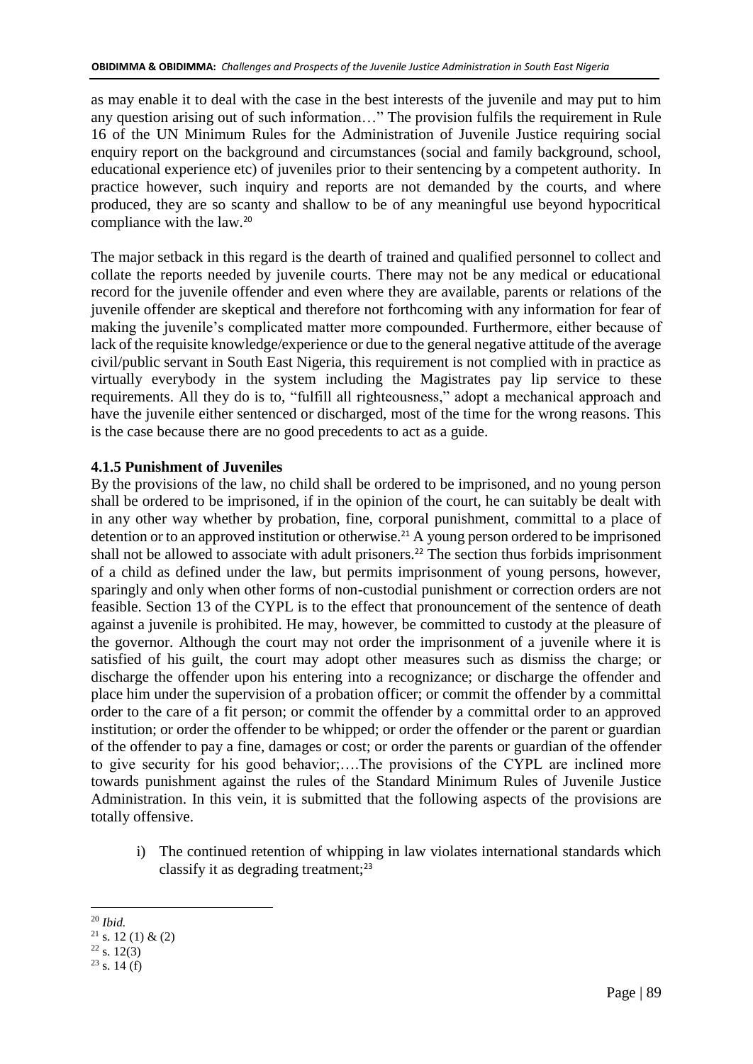as may enable it to deal with the case in the best interests of the juvenile and may put to him any question arising out of such information…" The provision fulfils the requirement in Rule 16 of the UN Minimum Rules for the Administration of Juvenile Justice requiring social enquiry report on the background and circumstances (social and family background, school, educational experience etc) of juveniles prior to their sentencing by a competent authority. In practice however, such inquiry and reports are not demanded by the courts, and where produced, they are so scanty and shallow to be of any meaningful use beyond hypocritical compliance with the law.[20]

The major setback in this regard is the dearth of trained and qualified personnel to collect and collate the reports needed by juvenile courts. There may not be any medical or educational record for the juvenile offender and even where they are available, parents or relations of the juvenile offender are skeptical and therefore not forthcoming with any information for fear of making the juvenile's complicated matter more compounded. Furthermore, either because of lack of the requisite knowledge/experience or due to the general negative attitude of the average civil/public servant in South East Nigeria, this requirement is not complied with in practice as virtually everybody in the system including the Magistrates pay lip service to these requirements. All they do is to, "fulfill all righteousness," adopt a mechanical approach and have the juvenile either sentenced or discharged, most of the time for the wrong reasons. This is the case because there are no good precedents to act as a guide.

#### 4.1.5 Punishment of Juveniles

By the provisions of the law, no child shall be ordered to be imprisoned, and no young person shall be ordered to be imprisoned, if in the opinion of the court, he can suitably be dealt with in any other way whether by probation, fine, corporal punishment, committal to a place of detention or to an approved institution or otherwise.[21] A young person ordered to be imprisoned shall not be allowed to associate with adult prisoners.[22] The section thus forbids imprisonment of a child as defined under the law, but permits imprisonment of young persons, however, sparingly and only when other forms of non-custodial punishment or correction orders are not feasible. Section 13 of the CYPL is to the effect that pronouncement of the sentence of death against a juvenile is prohibited. He may, however, be committed to custody at the pleasure of the governor. Although the court may not order the imprisonment of a juvenile where it is satisfied of his guilt, the court may adopt other measures such as dismiss the charge; or discharge the offender upon his entering into a recognizance; or discharge the offender and place him under the supervision of a probation officer; or commit the offender by a committal order to the care of a fit person; or commit the offender by a committal order to an approved institution; or order the offender to be whipped; or order the offender or the parent or guardian of the offender to pay a fine, damages or cost; or order the parents or guardian of the offender to give security for his good behavior;….The provisions of the CYPL are inclined more towards punishment against the rules of the Standard Minimum Rules of Juvenile Justice Administration. In this vein, it is submitted that the following aspects of the provisions are totally offensive.

i) The continued retention of whipping in law violates international standards which classify it as degrading treatment;[23]

---

[20] *Ibid.*

[21] s. 12 (1) & (2)

[22] s. 12(3)

[23] s. 14 (f)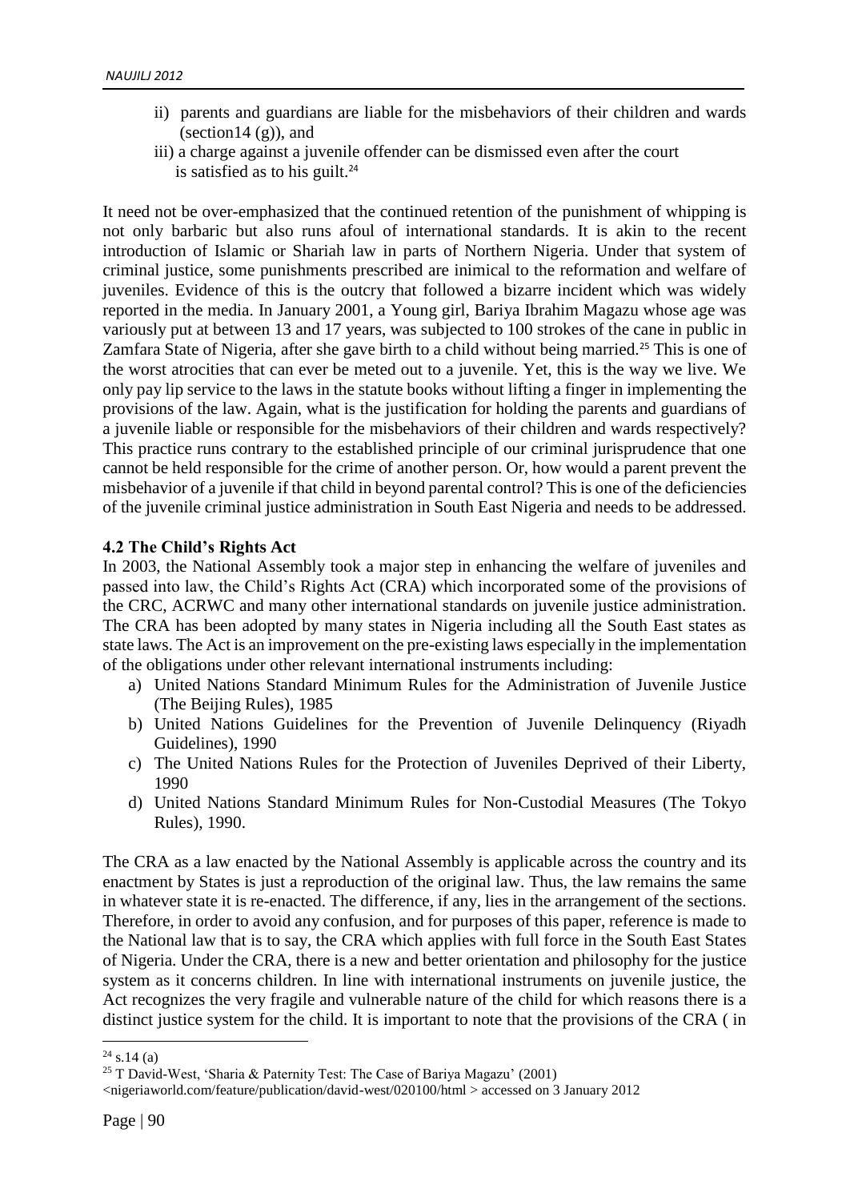ii) parents and guardians are liable for the misbehaviors of their children and wards (section14 (g)), and

iii) a charge against a juvenile offender can be dismissed even after the court is satisfied as to his guilt.[24]

It need not be over-emphasized that the continued retention of the punishment of whipping is not only barbaric but also runs afoul of international standards. It is akin to the recent introduction of Islamic or Shariah law in parts of Northern Nigeria. Under that system of criminal justice, some punishments prescribed are inimical to the reformation and welfare of juveniles. Evidence of this is the outcry that followed a bizarre incident which was widely reported in the media. In January 2001, a Young girl, Bariya Ibrahim Magazu whose age was variously put at between 13 and 17 years, was subjected to 100 strokes of the cane in public in Zamfara State of Nigeria, after she gave birth to a child without being married.[25] This is one of the worst atrocities that can ever be meted out to a juvenile. Yet, this is the way we live. We only pay lip service to the laws in the statute books without lifting a finger in implementing the provisions of the law. Again, what is the justification for holding the parents and guardians of a juvenile liable or responsible for the misbehaviors of their children and wards respectively? This practice runs contrary to the established principle of our criminal jurisprudence that one cannot be held responsible for the crime of another person. Or, how would a parent prevent the misbehavior of a juvenile if that child in beyond parental control? This is one of the deficiencies of the juvenile criminal justice administration in South East Nigeria and needs to be addressed.

### 4.2 The Child's Rights Act

In 2003, the National Assembly took a major step in enhancing the welfare of juveniles and passed into law, the Child's Rights Act (CRA) which incorporated some of the provisions of the CRC, ACRWC and many other international standards on juvenile justice administration. The CRA has been adopted by many states in Nigeria including all the South East states as state laws. The Act is an improvement on the pre-existing laws especially in the implementation of the obligations under other relevant international instruments including:

a) United Nations Standard Minimum Rules for the Administration of Juvenile Justice (The Beijing Rules), 1985
b) United Nations Guidelines for the Prevention of Juvenile Delinquency (Riyadh Guidelines), 1990
c) The United Nations Rules for the Protection of Juveniles Deprived of their Liberty, 1990
d) United Nations Standard Minimum Rules for Non-Custodial Measures (The Tokyo Rules), 1990.

The CRA as a law enacted by the National Assembly is applicable across the country and its enactment by States is just a reproduction of the original law. Thus, the law remains the same in whatever state it is re-enacted. The difference, if any, lies in the arrangement of the sections. Therefore, in order to avoid any confusion, and for purposes of this paper, reference is made to the National law that is to say, the CRA which applies with full force in the South East States of Nigeria. Under the CRA, there is a new and better orientation and philosophy for the justice system as it concerns children. In line with international instruments on juvenile justice, the Act recognizes the very fragile and vulnerable nature of the child for which reasons there is a distinct justice system for the child. It is important to note that the provisions of the CRA ( in

---

[24] s.14 (a)

[25] T David-West, 'Sharia & Paternity Test: The Case of Bariya Magazu' (2001) <nigeriaworld.com/feature/publication/david-west/020100/html > accessed on 3 January 2012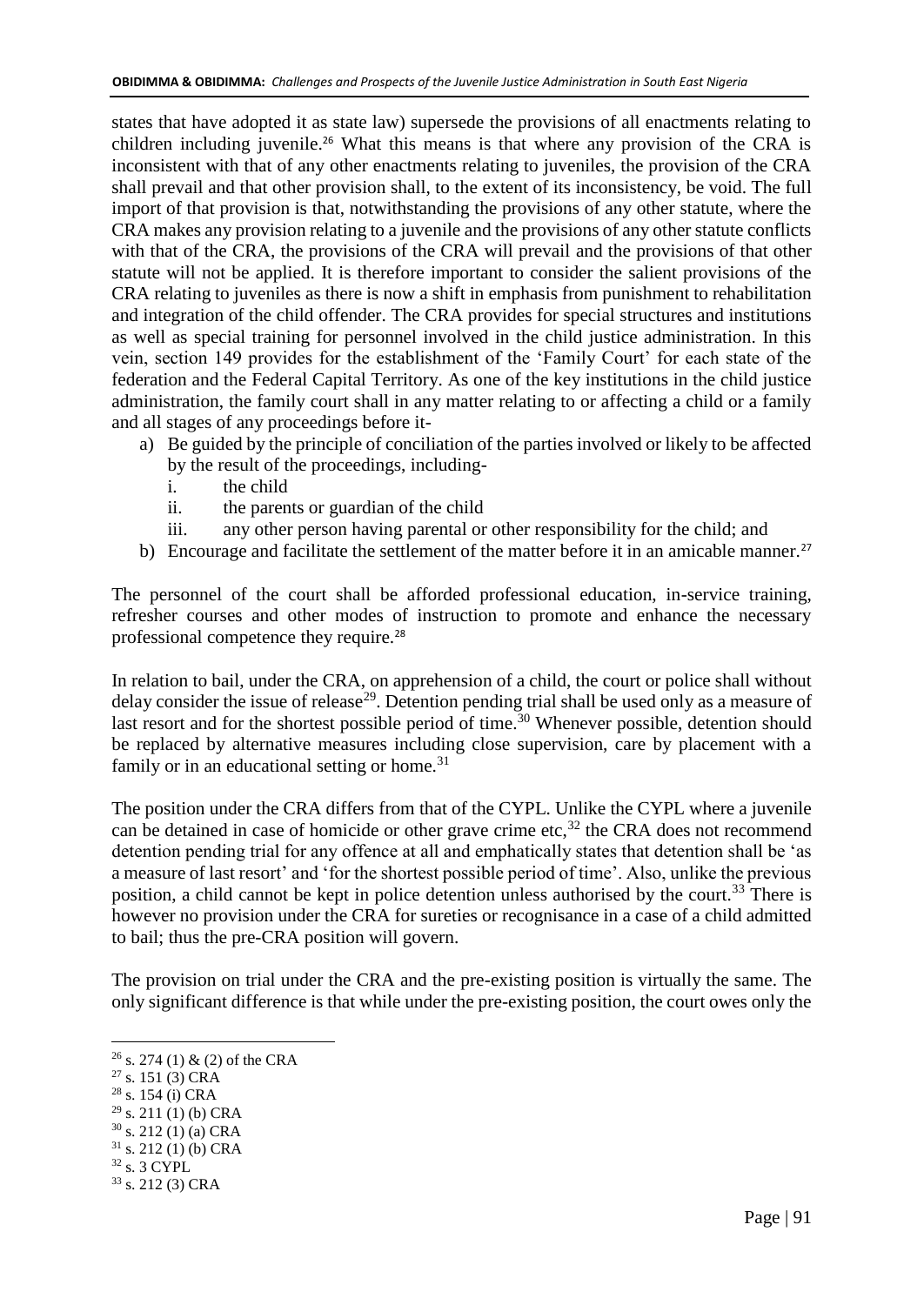states that have adopted it as state law) supersede the provisions of all enactments relating to children including juvenile.[26] What this means is that where any provision of the CRA is inconsistent with that of any other enactments relating to juveniles, the provision of the CRA shall prevail and that other provision shall, to the extent of its inconsistency, be void. The full import of that provision is that, notwithstanding the provisions of any other statute, where the CRA makes any provision relating to a juvenile and the provisions of any other statute conflicts with that of the CRA, the provisions of the CRA will prevail and the provisions of that other statute will not be applied. It is therefore important to consider the salient provisions of the CRA relating to juveniles as there is now a shift in emphasis from punishment to rehabilitation and integration of the child offender. The CRA provides for special structures and institutions as well as special training for personnel involved in the child justice administration. In this vein, section 149 provides for the establishment of the 'Family Court' for each state of the federation and the Federal Capital Territory. As one of the key institutions in the child justice administration, the family court shall in any matter relating to or affecting a child or a family and all stages of any proceedings before it-

a) Be guided by the principle of conciliation of the parties involved or likely to be affected by the result of the proceedings, including-
   i. the child
   ii. the parents or guardian of the child
   iii. any other person having parental or other responsibility for the child; and
b) Encourage and facilitate the settlement of the matter before it in an amicable manner.[27]

The personnel of the court shall be afforded professional education, in-service training, refresher courses and other modes of instruction to promote and enhance the necessary professional competence they require.[28]

In relation to bail, under the CRA, on apprehension of a child, the court or police shall without delay consider the issue of release[29]. Detention pending trial shall be used only as a measure of last resort and for the shortest possible period of time.[30] Whenever possible, detention should be replaced by alternative measures including close supervision, care by placement with a family or in an educational setting or home.[31]

The position under the CRA differs from that of the CYPL. Unlike the CYPL where a juvenile can be detained in case of homicide or other grave crime etc,[32] the CRA does not recommend detention pending trial for any offence at all and emphatically states that detention shall be 'as a measure of last resort' and 'for the shortest possible period of time'. Also, unlike the previous position, a child cannot be kept in police detention unless authorised by the court.[33] There is however no provision under the CRA for sureties or recognisance in a case of a child admitted to bail; thus the pre-CRA position will govern.

The provision on trial under the CRA and the pre-existing position is virtually the same. The only significant difference is that while under the pre-existing position, the court owes only the

---

[26] s. 274 (1) & (2) of the CRA
[27] s. 151 (3) CRA
[28] s. 154 (i) CRA
[29] s. 211 (1) (b) CRA
[30] s. 212 (1) (a) CRA
[31] s. 212 (1) (b) CRA
[32] s. 3 CYPL
[33] s. 212 (3) CRA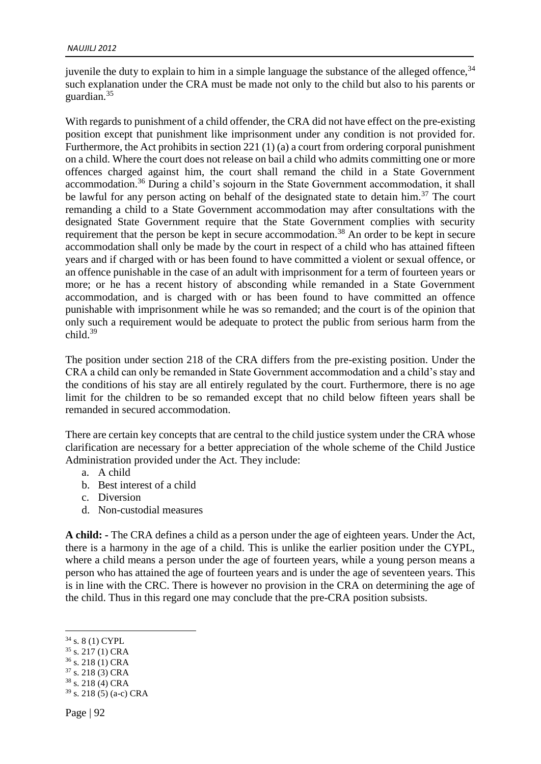juvenile the duty to explain to him in a simple language the substance of the alleged offence,[34] such explanation under the CRA must be made not only to the child but also to his parents or guardian.[35]

With regards to punishment of a child offender, the CRA did not have effect on the pre-existing position except that punishment like imprisonment under any condition is not provided for. Furthermore, the Act prohibits in section 221 (1) (a) a court from ordering corporal punishment on a child. Where the court does not release on bail a child who admits committing one or more offences charged against him, the court shall remand the child in a State Government accommodation.[36] During a child's sojourn in the State Government accommodation, it shall be lawful for any person acting on behalf of the designated state to detain him.[37] The court remanding a child to a State Government accommodation may after consultations with the designated State Government require that the State Government complies with security requirement that the person be kept in secure accommodation.[38] An order to be kept in secure accommodation shall only be made by the court in respect of a child who has attained fifteen years and if charged with or has been found to have committed a violent or sexual offence, or an offence punishable in the case of an adult with imprisonment for a term of fourteen years or more; or he has a recent history of absconding while remanded in a State Government accommodation, and is charged with or has been found to have committed an offence punishable with imprisonment while he was so remanded; and the court is of the opinion that only such a requirement would be adequate to protect the public from serious harm from the child.[39]

The position under section 218 of the CRA differs from the pre-existing position. Under the CRA a child can only be remanded in State Government accommodation and a child's stay and the conditions of his stay are all entirely regulated by the court. Furthermore, there is no age limit for the children to be so remanded except that no child below fifteen years shall be remanded in secured accommodation.

There are certain key concepts that are central to the child justice system under the CRA whose clarification are necessary for a better appreciation of the whole scheme of the Child Justice Administration provided under the Act. They include:

a. A child
b. Best interest of a child
c. Diversion
d. Non-custodial measures

**A child: -** The CRA defines a child as a person under the age of eighteen years. Under the Act, there is a harmony in the age of a child. This is unlike the earlier position under the CYPL, where a child means a person under the age of fourteen years, while a young person means a person who has attained the age of fourteen years and is under the age of seventeen years. This is in line with the CRC. There is however no provision in the CRA on determining the age of the child. Thus in this regard one may conclude that the pre-CRA position subsists.

---

[34] s. 8 (1) CYPL
[35] s. 217 (1) CRA
[36] s. 218 (1) CRA
[37] s. 218 (3) CRA
[38] s. 218 (4) CRA
[39] s. 218 (5) (a-c) CRA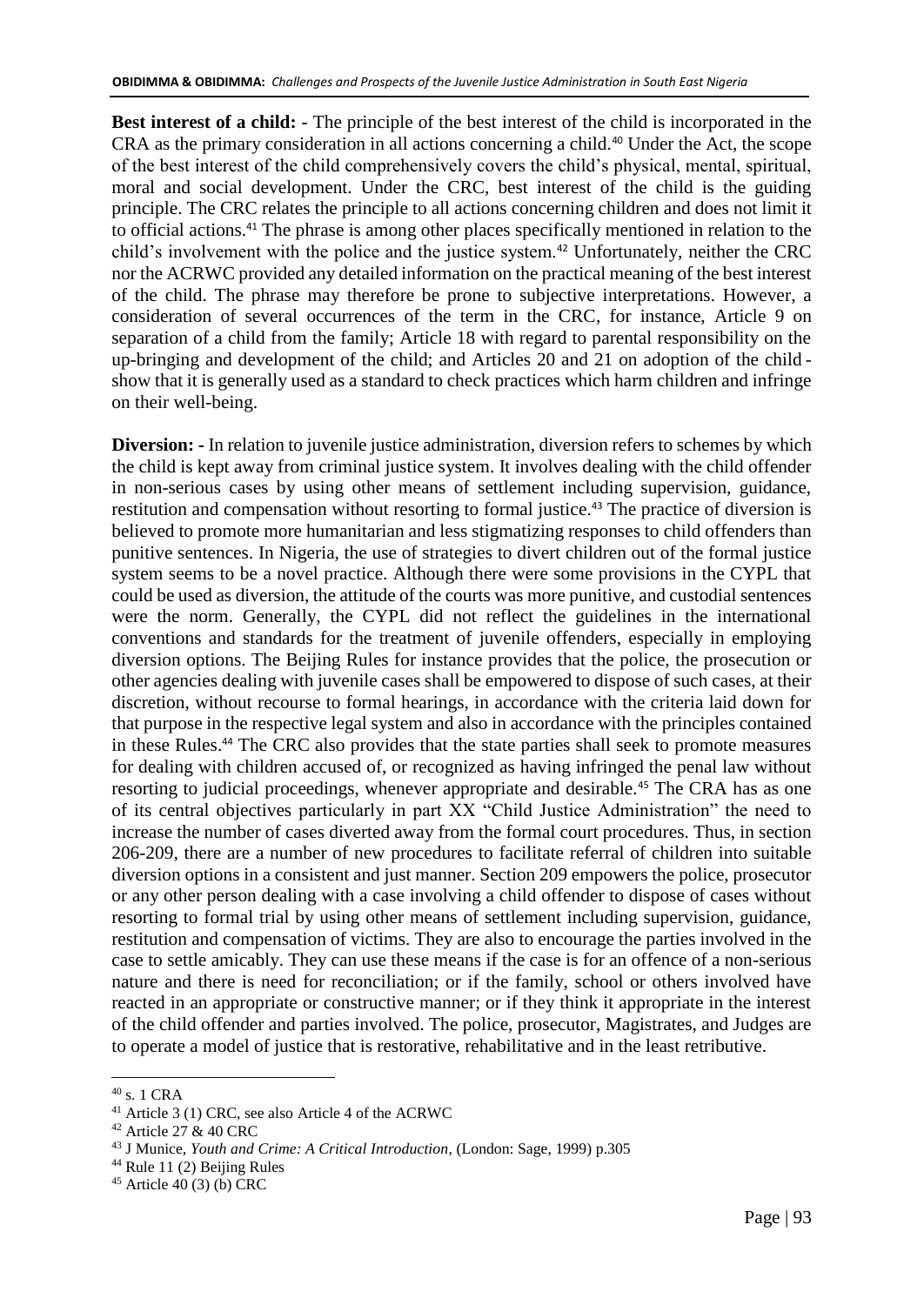**Best interest of a child: -** The principle of the best interest of the child is incorporated in the CRA as the primary consideration in all actions concerning a child.[40] Under the Act, the scope of the best interest of the child comprehensively covers the child's physical, mental, spiritual, moral and social development. Under the CRC, best interest of the child is the guiding principle. The CRC relates the principle to all actions concerning children and does not limit it to official actions.[41] The phrase is among other places specifically mentioned in relation to the child's involvement with the police and the justice system.[42] Unfortunately, neither the CRC nor the ACRWC provided any detailed information on the practical meaning of the best interest of the child. The phrase may therefore be prone to subjective interpretations. However, a consideration of several occurrences of the term in the CRC, for instance, Article 9 on separation of a child from the family; Article 18 with regard to parental responsibility on the up-bringing and development of the child; and Articles 20 and 21 on adoption of the child - show that it is generally used as a standard to check practices which harm children and infringe on their well-being.

**Diversion: -** In relation to juvenile justice administration, diversion refers to schemes by which the child is kept away from criminal justice system. It involves dealing with the child offender in non-serious cases by using other means of settlement including supervision, guidance, restitution and compensation without resorting to formal justice.[43] The practice of diversion is believed to promote more humanitarian and less stigmatizing responses to child offenders than punitive sentences. In Nigeria, the use of strategies to divert children out of the formal justice system seems to be a novel practice. Although there were some provisions in the CYPL that could be used as diversion, the attitude of the courts was more punitive, and custodial sentences were the norm. Generally, the CYPL did not reflect the guidelines in the international conventions and standards for the treatment of juvenile offenders, especially in employing diversion options. The Beijing Rules for instance provides that the police, the prosecution or other agencies dealing with juvenile cases shall be empowered to dispose of such cases, at their discretion, without recourse to formal hearings, in accordance with the criteria laid down for that purpose in the respective legal system and also in accordance with the principles contained in these Rules.[44] The CRC also provides that the state parties shall seek to promote measures for dealing with children accused of, or recognized as having infringed the penal law without resorting to judicial proceedings, whenever appropriate and desirable.[45] The CRA has as one of its central objectives particularly in part XX "Child Justice Administration" the need to increase the number of cases diverted away from the formal court procedures. Thus, in section 206-209, there are a number of new procedures to facilitate referral of children into suitable diversion options in a consistent and just manner. Section 209 empowers the police, prosecutor or any other person dealing with a case involving a child offender to dispose of cases without resorting to formal trial by using other means of settlement including supervision, guidance, restitution and compensation of victims. They are also to encourage the parties involved in the case to settle amicably. They can use these means if the case is for an offence of a non-serious nature and there is need for reconciliation; or if the family, school or others involved have reacted in an appropriate or constructive manner; or if they think it appropriate in the interest of the child offender and parties involved. The police, prosecutor, Magistrates, and Judges are to operate a model of justice that is restorative, rehabilitative and in the least retributive.

---

[40] s. 1 CRA

[41] Article 3 (1) CRC, see also Article 4 of the ACRWC

[42] Article 27 & 40 CRC

[43] J Munice, *Youth and Crime: A Critical Introduction*, (London: Sage, 1999) p.305

[44] Rule 11 (2) Beijing Rules

[45] Article 40 (3) (b) CRC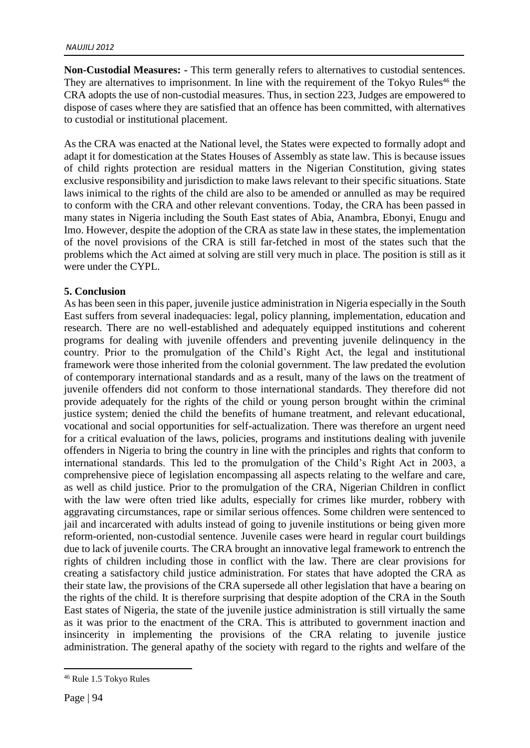**Non-Custodial Measures: -** This term generally refers to alternatives to custodial sentences. They are alternatives to imprisonment. In line with the requirement of the Tokyo Rules[46] the CRA adopts the use of non-custodial measures. Thus, in section 223, Judges are empowered to dispose of cases where they are satisfied that an offence has been committed, with alternatives to custodial or institutional placement.

As the CRA was enacted at the National level, the States were expected to formally adopt and adapt it for domestication at the States Houses of Assembly as state law. This is because issues of child rights protection are residual matters in the Nigerian Constitution, giving states exclusive responsibility and jurisdiction to make laws relevant to their specific situations. State laws inimical to the rights of the child are also to be amended or annulled as may be required to conform with the CRA and other relevant conventions. Today, the CRA has been passed in many states in Nigeria including the South East states of Abia, Anambra, Ebonyi, Enugu and Imo. However, despite the adoption of the CRA as state law in these states, the implementation of the novel provisions of the CRA is still far-fetched in most of the states such that the problems which the Act aimed at solving are still very much in place. The position is still as it were under the CYPL.

## 5. Conclusion

As has been seen in this paper, juvenile justice administration in Nigeria especially in the South East suffers from several inadequacies: legal, policy planning, implementation, education and research. There are no well-established and adequately equipped institutions and coherent programs for dealing with juvenile offenders and preventing juvenile delinquency in the country. Prior to the promulgation of the Child's Right Act, the legal and institutional framework were those inherited from the colonial government. The law predated the evolution of contemporary international standards and as a result, many of the laws on the treatment of juvenile offenders did not conform to those international standards. They therefore did not provide adequately for the rights of the child or young person brought within the criminal justice system; denied the child the benefits of humane treatment, and relevant educational, vocational and social opportunities for self-actualization. There was therefore an urgent need for a critical evaluation of the laws, policies, programs and institutions dealing with juvenile offenders in Nigeria to bring the country in line with the principles and rights that conform to international standards. This led to the promulgation of the Child's Right Act in 2003, a comprehensive piece of legislation encompassing all aspects relating to the welfare and care, as well as child justice. Prior to the promulgation of the CRA, Nigerian Children in conflict with the law were often tried like adults, especially for crimes like murder, robbery with aggravating circumstances, rape or similar serious offences. Some children were sentenced to jail and incarcerated with adults instead of going to juvenile institutions or being given more reform-oriented, non-custodial sentence. Juvenile cases were heard in regular court buildings due to lack of juvenile courts. The CRA brought an innovative legal framework to entrench the rights of children including those in conflict with the law. There are clear provisions for creating a satisfactory child justice administration. For states that have adopted the CRA as their state law, the provisions of the CRA supersede all other legislation that have a bearing on the rights of the child. It is therefore surprising that despite adoption of the CRA in the South East states of Nigeria, the state of the juvenile justice administration is still virtually the same as it was prior to the enactment of the CRA. This is attributed to government inaction and insincerity in implementing the provisions of the CRA relating to juvenile justice administration. The general apathy of the society with regard to the rights and welfare of the

[46] Rule 1.5 Tokyo Rules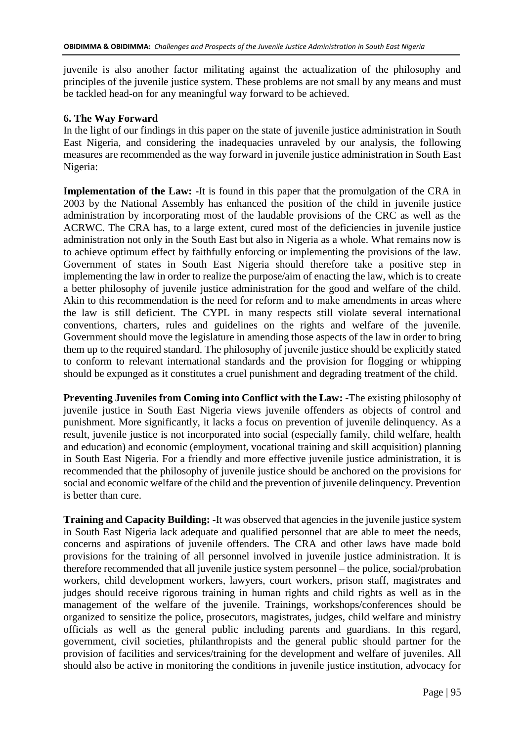juvenile is also another factor militating against the actualization of the philosophy and principles of the juvenile justice system. These problems are not small by any means and must be tackled head-on for any meaningful way forward to be achieved.

## 6. The Way Forward

In the light of our findings in this paper on the state of juvenile justice administration in South East Nigeria, and considering the inadequacies unraveled by our analysis, the following measures are recommended as the way forward in juvenile justice administration in South East Nigeria:

**Implementation of the Law: -**It is found in this paper that the promulgation of the CRA in 2003 by the National Assembly has enhanced the position of the child in juvenile justice administration by incorporating most of the laudable provisions of the CRC as well as the ACRWC. The CRA has, to a large extent, cured most of the deficiencies in juvenile justice administration not only in the South East but also in Nigeria as a whole. What remains now is to achieve optimum effect by faithfully enforcing or implementing the provisions of the law. Government of states in South East Nigeria should therefore take a positive step in implementing the law in order to realize the purpose/aim of enacting the law, which is to create a better philosophy of juvenile justice administration for the good and welfare of the child. Akin to this recommendation is the need for reform and to make amendments in areas where the law is still deficient. The CYPL in many respects still violate several international conventions, charters, rules and guidelines on the rights and welfare of the juvenile. Government should move the legislature in amending those aspects of the law in order to bring them up to the required standard. The philosophy of juvenile justice should be explicitly stated to conform to relevant international standards and the provision for flogging or whipping should be expunged as it constitutes a cruel punishment and degrading treatment of the child.

**Preventing Juveniles from Coming into Conflict with the Law: -**The existing philosophy of juvenile justice in South East Nigeria views juvenile offenders as objects of control and punishment. More significantly, it lacks a focus on prevention of juvenile delinquency. As a result, juvenile justice is not incorporated into social (especially family, child welfare, health and education) and economic (employment, vocational training and skill acquisition) planning in South East Nigeria. For a friendly and more effective juvenile justice administration, it is recommended that the philosophy of juvenile justice should be anchored on the provisions for social and economic welfare of the child and the prevention of juvenile delinquency. Prevention is better than cure.

**Training and Capacity Building: -**It was observed that agencies in the juvenile justice system in South East Nigeria lack adequate and qualified personnel that are able to meet the needs, concerns and aspirations of juvenile offenders. The CRA and other laws have made bold provisions for the training of all personnel involved in juvenile justice administration. It is therefore recommended that all juvenile justice system personnel – the police, social/probation workers, child development workers, lawyers, court workers, prison staff, magistrates and judges should receive rigorous training in human rights and child rights as well as in the management of the welfare of the juvenile. Trainings, workshops/conferences should be organized to sensitize the police, prosecutors, magistrates, judges, child welfare and ministry officials as well as the general public including parents and guardians. In this regard, government, civil societies, philanthropists and the general public should partner for the provision of facilities and services/training for the development and welfare of juveniles. All should also be active in monitoring the conditions in juvenile justice institution, advocacy for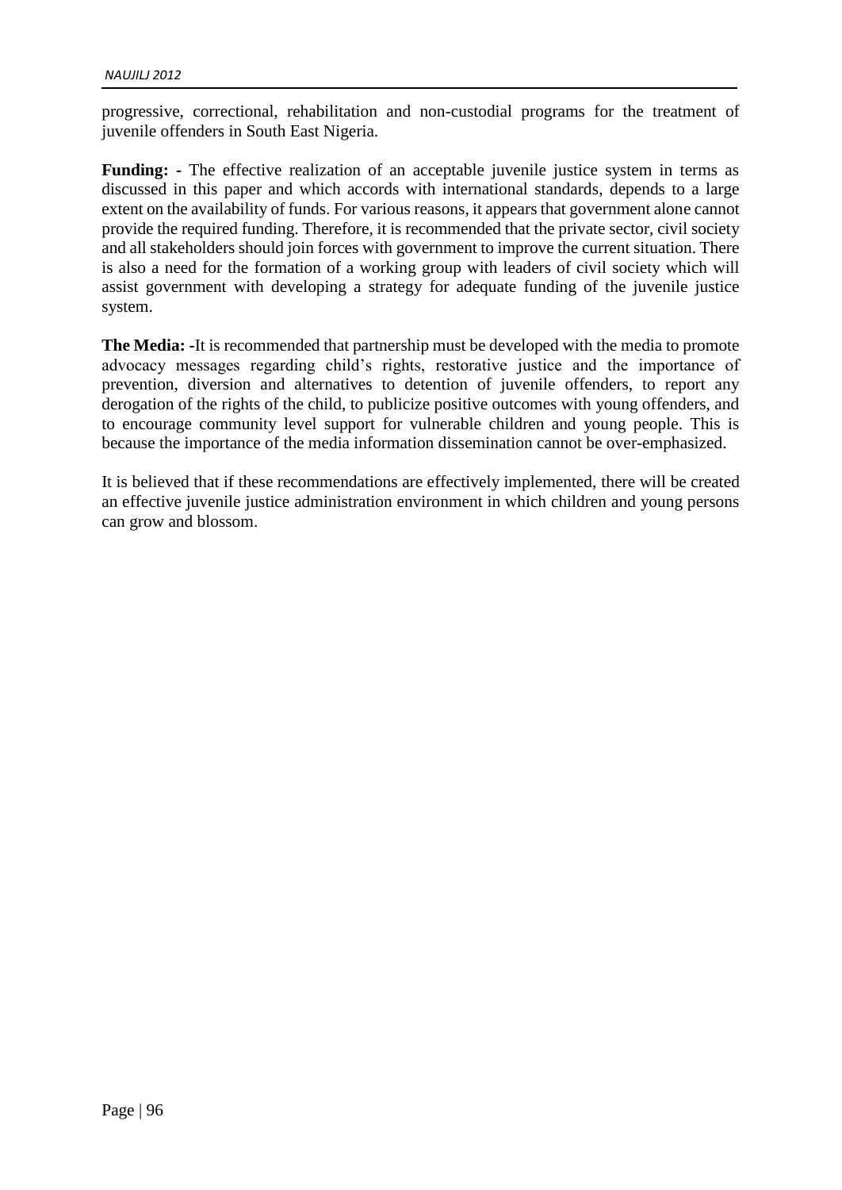progressive, correctional, rehabilitation and non-custodial programs for the treatment of juvenile offenders in South East Nigeria.

**Funding: -** The effective realization of an acceptable juvenile justice system in terms as discussed in this paper and which accords with international standards, depends to a large extent on the availability of funds. For various reasons, it appears that government alone cannot provide the required funding. Therefore, it is recommended that the private sector, civil society and all stakeholders should join forces with government to improve the current situation. There is also a need for the formation of a working group with leaders of civil society which will assist government with developing a strategy for adequate funding of the juvenile justice system.

**The Media: -**It is recommended that partnership must be developed with the media to promote advocacy messages regarding child's rights, restorative justice and the importance of prevention, diversion and alternatives to detention of juvenile offenders, to report any derogation of the rights of the child, to publicize positive outcomes with young offenders, and to encourage community level support for vulnerable children and young people. This is because the importance of the media information dissemination cannot be over-emphasized.

It is believed that if these recommendations are effectively implemented, there will be created an effective juvenile justice administration environment in which children and young persons can grow and blossom.